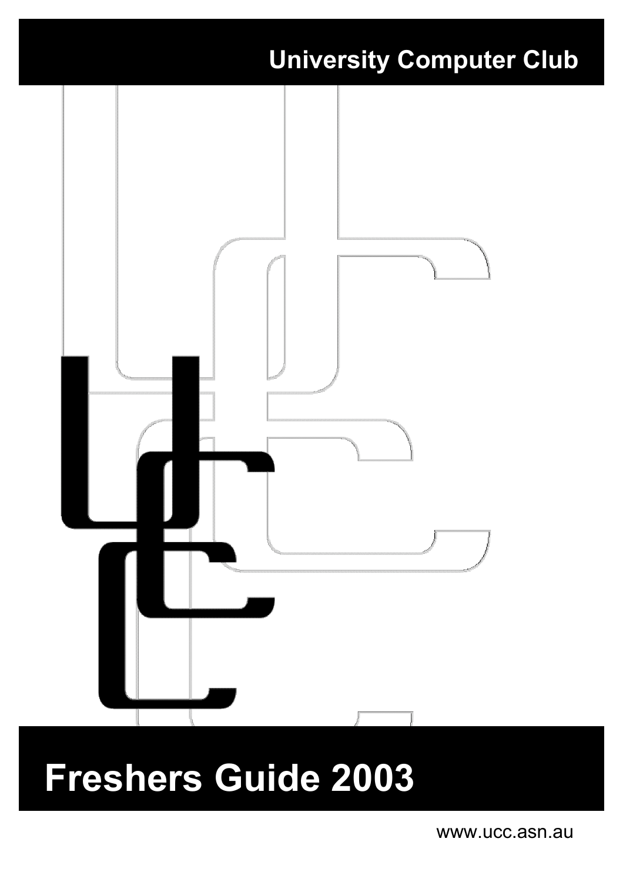University Computer Club

# Freshers Guide 2003

www.ucc.asn.au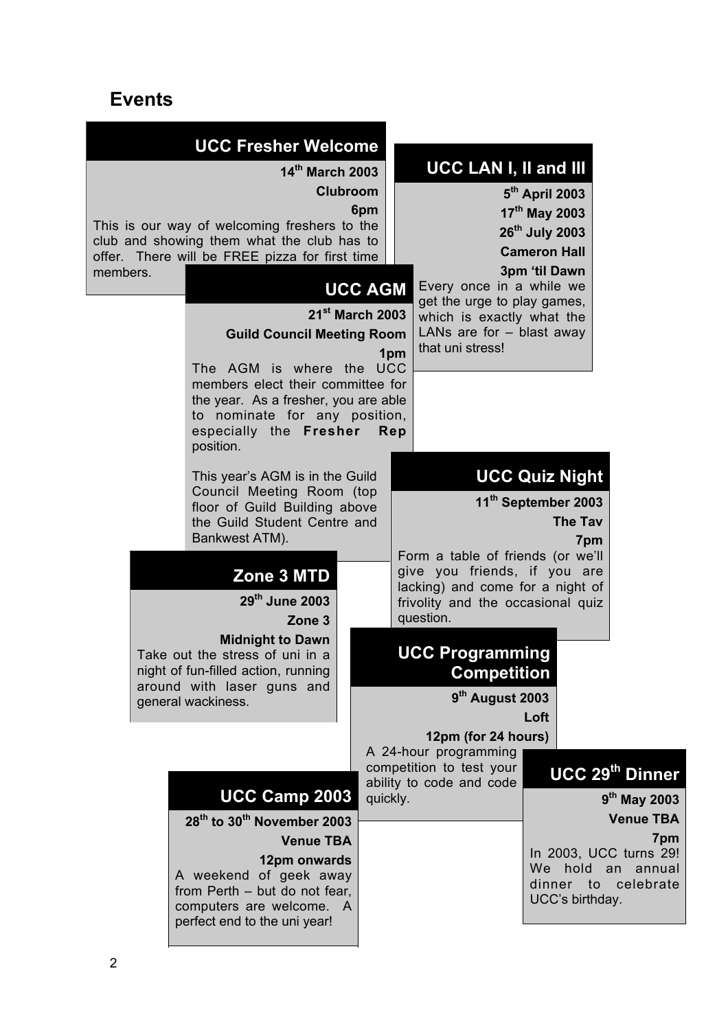## Events

### UCC Fresher Welcome

**14th March 2003**
**Clubroom**
**6pm**

This is our way of welcoming freshers to the club and showing them what the club has to offer. There will be FREE pizza for first time members.

### UCC LAN I, II and III

**5th April 2003**
**17th May 2003**
**26th July 2003**
**Cameron Hall**
**3pm 'til Dawn**

Every once in a while we get the urge to play games, which is exactly what the LANs are for – blast away that uni stress!

### UCC AGM

**21st March 2003**
**Guild Council Meeting Room**
**1pm**

The AGM is where the UCC members elect their committee for the year. As a fresher, you are able to nominate for any position, especially the **Fresher Rep** position.

This year's AGM is in the Guild Council Meeting Room (top floor of Guild Building above the Guild Student Centre and Bankwest ATM).

### UCC Quiz Night

**11th September 2003**
**The Tav**
**7pm**

Form a table of friends (or we'll give you friends, if you are lacking) and come for a night of frivolity and the occasional quiz question.

### Zone 3 MTD

**29th June 2003**
**Zone 3**
**Midnight to Dawn**

Take out the stress of uni in a night of fun-filled action, running around with laser guns and general wackiness.

### UCC Programming Competition

**9th August 2003**
**Loft**
**12pm (for 24 hours)**

A 24-hour programming competition to test your ability to code and code quickly.

### UCC Camp 2003

**28th to 30th November 2003**
**Venue TBA**
**12pm onwards**

A weekend of geek away from Perth – but do not fear, computers are welcome. A perfect end to the uni year!

### UCC 29th Dinner

**9th May 2003**
**Venue TBA**
**7pm**

In 2003, UCC turns 29! We hold an annual dinner to celebrate UCC's birthday.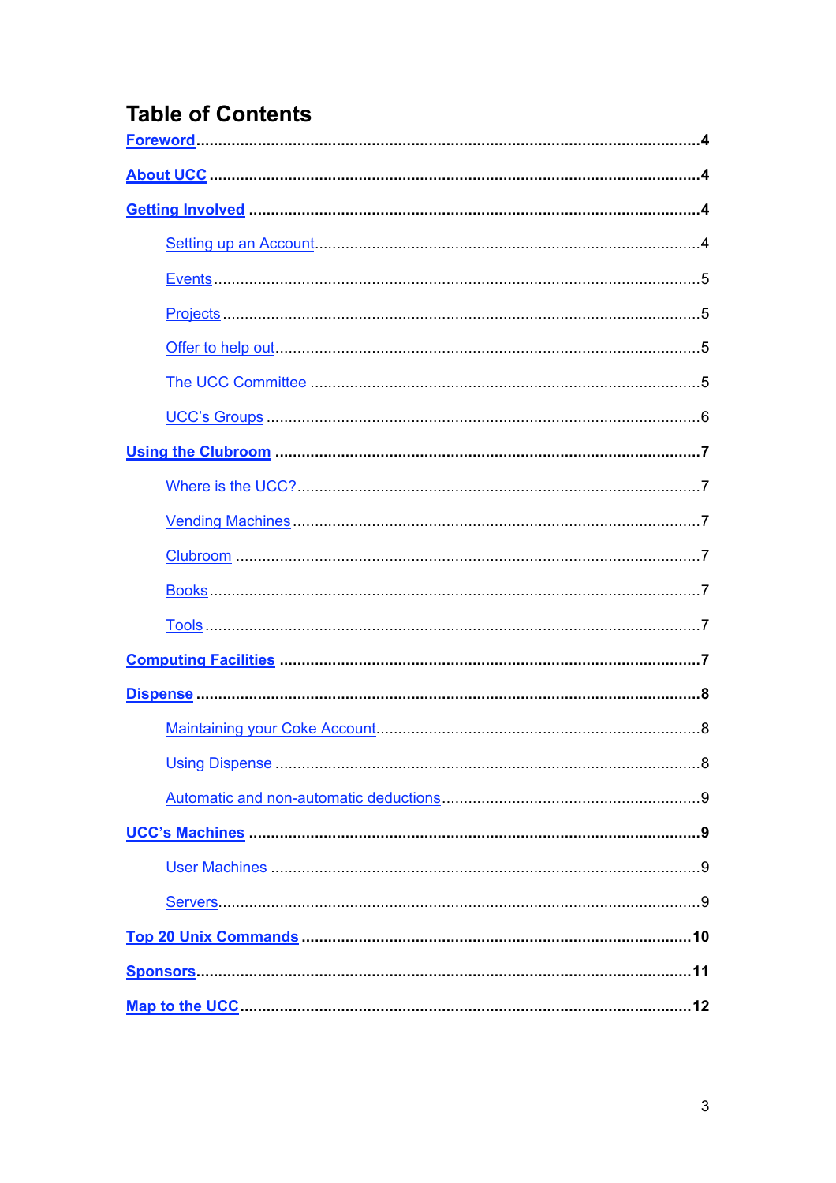# Table of Contents

- **Foreword** ... 4
- **About UCC** ... 4
- **Getting Involved** ... 4
  - Setting up an Account ... 4
  - Events ... 5
  - Projects ... 5
  - Offer to help out ... 5
  - The UCC Committee ... 5
  - UCC's Groups ... 6
- **Using the Clubroom** ... 7
  - Where is the UCC? ... 7
  - Vending Machines ... 7
  - Clubroom ... 7
  - Books ... 7
  - Tools ... 7
- **Computing Facilities** ... 7
- **Dispense** ... 8
  - Maintaining your Coke Account ... 8
  - Using Dispense ... 8
  - Automatic and non-automatic deductions ... 9
- **UCC's Machines** ... 9
  - User Machines ... 9
  - Servers ... 9
- **Top 20 Unix Commands** ... 10
- **Sponsors** ... 11
- **Map to the UCC** ... 12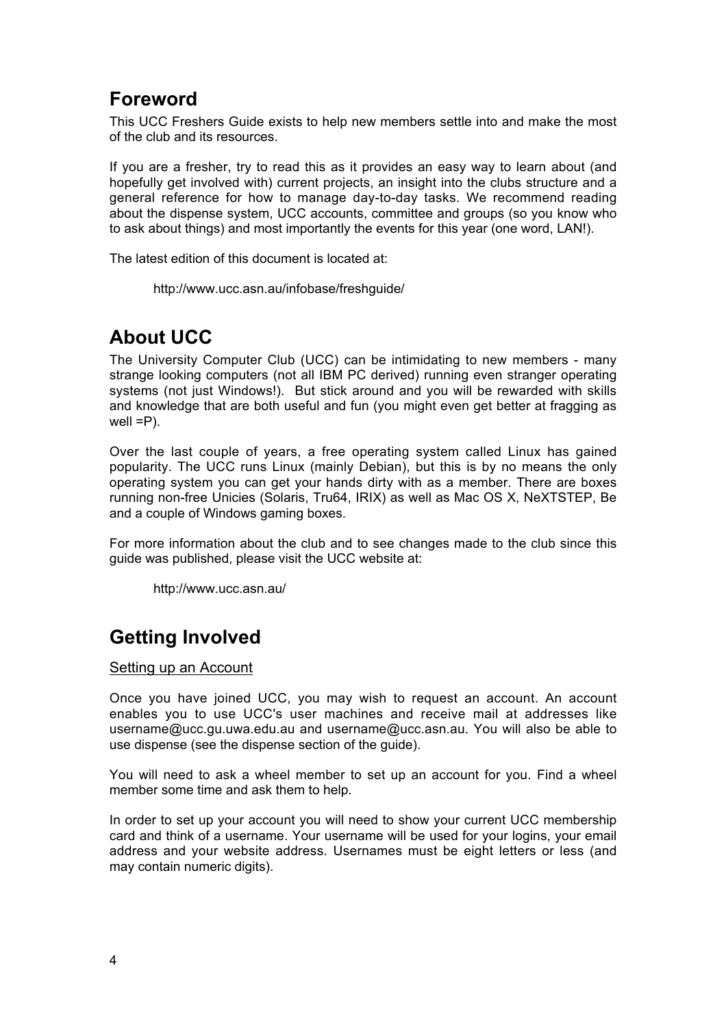## Foreword

This UCC Freshers Guide exists to help new members settle into and make the most of the club and its resources.

If you are a fresher, try to read this as it provides an easy way to learn about (and hopefully get involved with) current projects, an insight into the clubs structure and a general reference for how to manage day-to-day tasks. We recommend reading about the dispense system, UCC accounts, committee and groups (so you know who to ask about things) and most importantly the events for this year (one word, LAN!).

The latest edition of this document is located at:

> http://www.ucc.asn.au/infobase/freshguide/

## About UCC

The University Computer Club (UCC) can be intimidating to new members - many strange looking computers (not all IBM PC derived) running even stranger operating systems (not just Windows!). But stick around and you will be rewarded with skills and knowledge that are both useful and fun (you might even get better at fragging as well =P).

Over the last couple of years, a free operating system called Linux has gained popularity. The UCC runs Linux (mainly Debian), but this is by no means the only operating system you can get your hands dirty with as a member. There are boxes running non-free Unicies (Solaris, Tru64, IRIX) as well as Mac OS X, NeXTSTEP, Be and a couple of Windows gaming boxes.

For more information about the club and to see changes made to the club since this guide was published, please visit the UCC website at:

> http://www.ucc.asn.au/

## Getting Involved

### Setting up an Account

Once you have joined UCC, you may wish to request an account. An account enables you to use UCC's user machines and receive mail at addresses like username@ucc.gu.uwa.edu.au and username@ucc.asn.au. You will also be able to use dispense (see the dispense section of the guide).

You will need to ask a wheel member to set up an account for you. Find a wheel member some time and ask them to help.

In order to set up your account you will need to show your current UCC membership card and think of a username. Your username will be used for your logins, your email address and your website address. Usernames must be eight letters or less (and may contain numeric digits).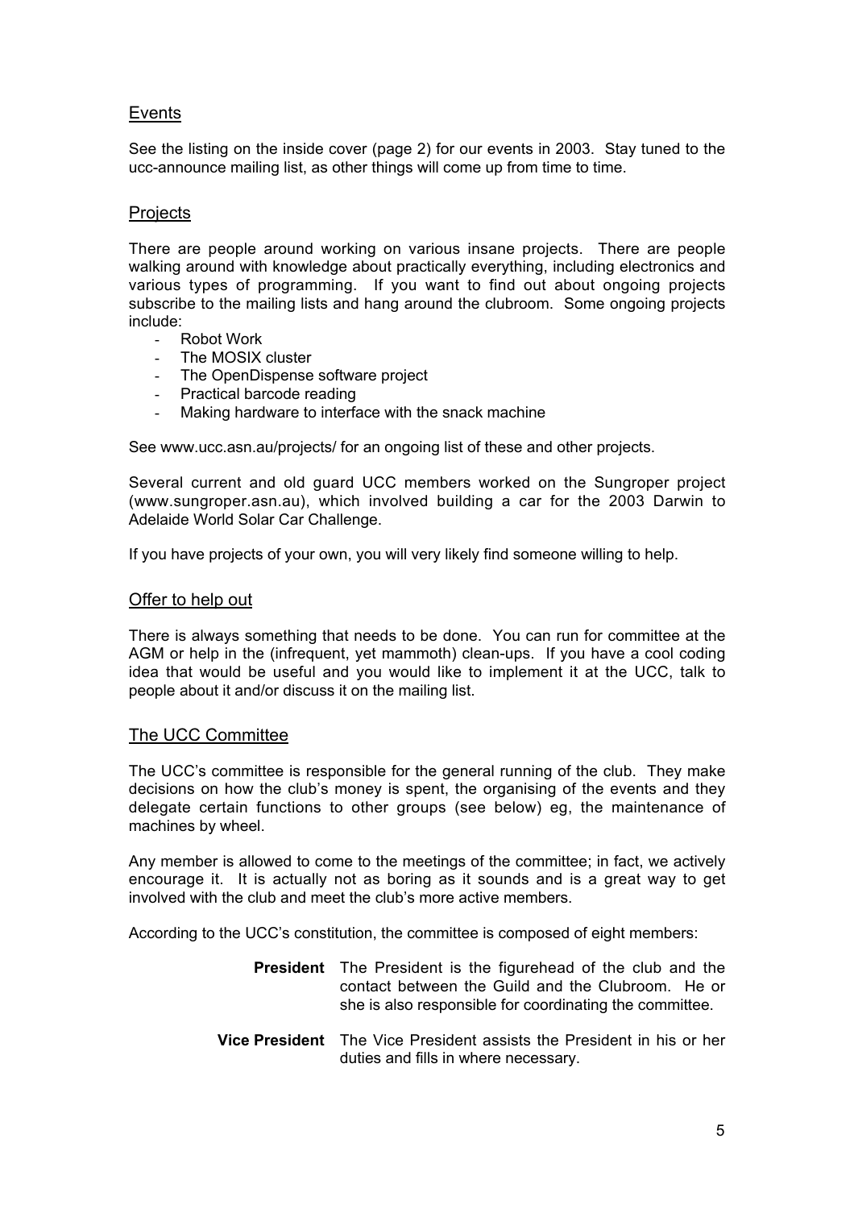## Events

See the listing on the inside cover (page 2) for our events in 2003. Stay tuned to the ucc-announce mailing list, as other things will come up from time to time.

## Projects

There are people around working on various insane projects. There are people walking around with knowledge about practically everything, including electronics and various types of programming. If you want to find out about ongoing projects subscribe to the mailing lists and hang around the clubroom. Some ongoing projects include:

- Robot Work
- The MOSIX cluster
- The OpenDispense software project
- Practical barcode reading
- Making hardware to interface with the snack machine

See www.ucc.asn.au/projects/ for an ongoing list of these and other projects.

Several current and old guard UCC members worked on the Sungroper project (www.sungroper.asn.au), which involved building a car for the 2003 Darwin to Adelaide World Solar Car Challenge.

If you have projects of your own, you will very likely find someone willing to help.

## Offer to help out

There is always something that needs to be done. You can run for committee at the AGM or help in the (infrequent, yet mammoth) clean-ups. If you have a cool coding idea that would be useful and you would like to implement it at the UCC, talk to people about it and/or discuss it on the mailing list.

## The UCC Committee

The UCC's committee is responsible for the general running of the club. They make decisions on how the club's money is spent, the organising of the events and they delegate certain functions to other groups (see below) eg, the maintenance of machines by wheel.

Any member is allowed to come to the meetings of the committee; in fact, we actively encourage it. It is actually not as boring as it sounds and is a great way to get involved with the club and meet the club's more active members.

According to the UCC's constitution, the committee is composed of eight members:

**President** The President is the figurehead of the club and the contact between the Guild and the Clubroom. He or she is also responsible for coordinating the committee.

**Vice President** The Vice President assists the President in his or her duties and fills in where necessary.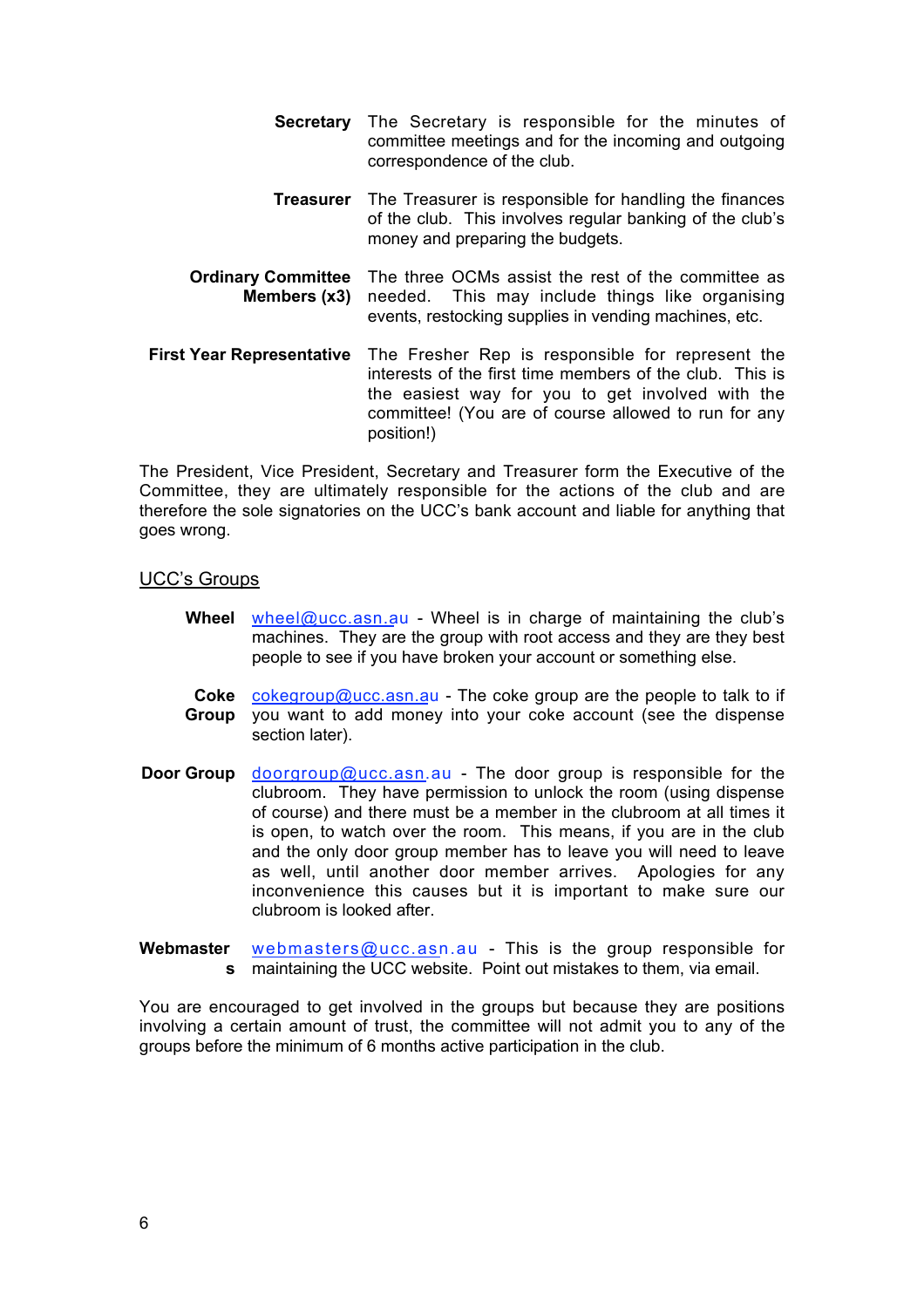**Secretary** The Secretary is responsible for the minutes of committee meetings and for the incoming and outgoing correspondence of the club.

**Treasurer** The Treasurer is responsible for handling the finances of the club. This involves regular banking of the club's money and preparing the budgets.

**Ordinary Committee Members (x3)** The three OCMs assist the rest of the committee as needed. This may include things like organising events, restocking supplies in vending machines, etc.

**First Year Representative** The Fresher Rep is responsible for represent the interests of the first time members of the club. This is the easiest way for you to get involved with the committee! (You are of course allowed to run for any position!)

The President, Vice President, Secretary and Treasurer form the Executive of the Committee, they are ultimately responsible for the actions of the club and are therefore the sole signatories on the UCC's bank account and liable for anything that goes wrong.

## UCC's Groups

**Wheel** wheel@ucc.asn.au - Wheel is in charge of maintaining the club's machines. They are the group with root access and they are they best people to see if you have broken your account or something else.

**Coke Group** cokegroup@ucc.asn.au - The coke group are the people to talk to if you want to add money into your coke account (see the dispense section later).

**Door Group** doorgroup@ucc.asn.au - The door group is responsible for the clubroom. They have permission to unlock the room (using dispense of course) and there must be a member in the clubroom at all times it is open, to watch over the room. This means, if you are in the club and the only door group member has to leave you will need to leave as well, until another door member arrives. Apologies for any inconvenience this causes but it is important to make sure our clubroom is looked after.

**Webmasters** webmasters@ucc.asn.au - This is the group responsible for maintaining the UCC website. Point out mistakes to them, via email.

You are encouraged to get involved in the groups but because they are positions involving a certain amount of trust, the committee will not admit you to any of the groups before the minimum of 6 months active participation in the club.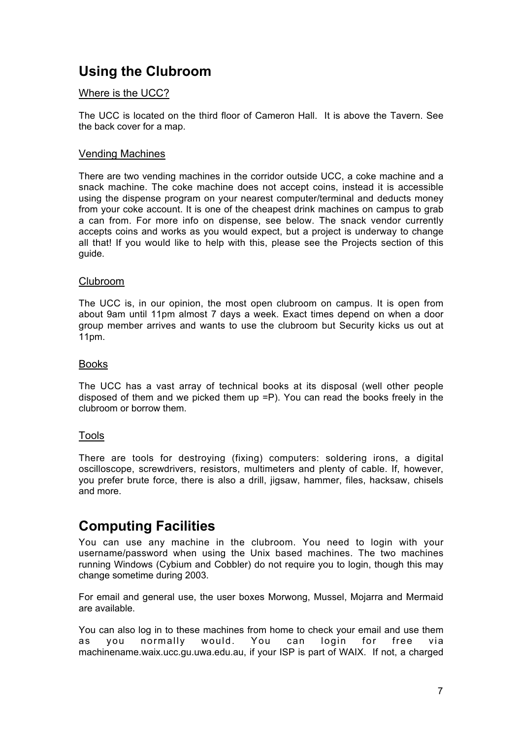## Using the Clubroom

### Where is the UCC?

The UCC is located on the third floor of Cameron Hall. It is above the Tavern. See the back cover for a map.

### Vending Machines

There are two vending machines in the corridor outside UCC, a coke machine and a snack machine. The coke machine does not accept coins, instead it is accessible using the dispense program on your nearest computer/terminal and deducts money from your coke account. It is one of the cheapest drink machines on campus to grab a can from. For more info on dispense, see below. The snack vendor currently accepts coins and works as you would expect, but a project is underway to change all that! If you would like to help with this, please see the Projects section of this guide.

### Clubroom

The UCC is, in our opinion, the most open clubroom on campus. It is open from about 9am until 11pm almost 7 days a week. Exact times depend on when a door group member arrives and wants to use the clubroom but Security kicks us out at 11pm.

### Books

The UCC has a vast array of technical books at its disposal (well other people disposed of them and we picked them up =P). You can read the books freely in the clubroom or borrow them.

### Tools

There are tools for destroying (fixing) computers: soldering irons, a digital oscilloscope, screwdrivers, resistors, multimeters and plenty of cable. If, however, you prefer brute force, there is also a drill, jigsaw, hammer, files, hacksaw, chisels and more.

## Computing Facilities

You can use any machine in the clubroom. You need to login with your username/password when using the Unix based machines. The two machines running Windows (Cybium and Cobbler) do not require you to login, though this may change sometime during 2003.

For email and general use, the user boxes Morwong, Mussel, Mojarra and Mermaid are available.

You can also log in to these machines from home to check your email and use them as you normally would. You can login for free via machinename.waix.ucc.gu.uwa.edu.au, if your ISP is part of WAIX. If not, a charged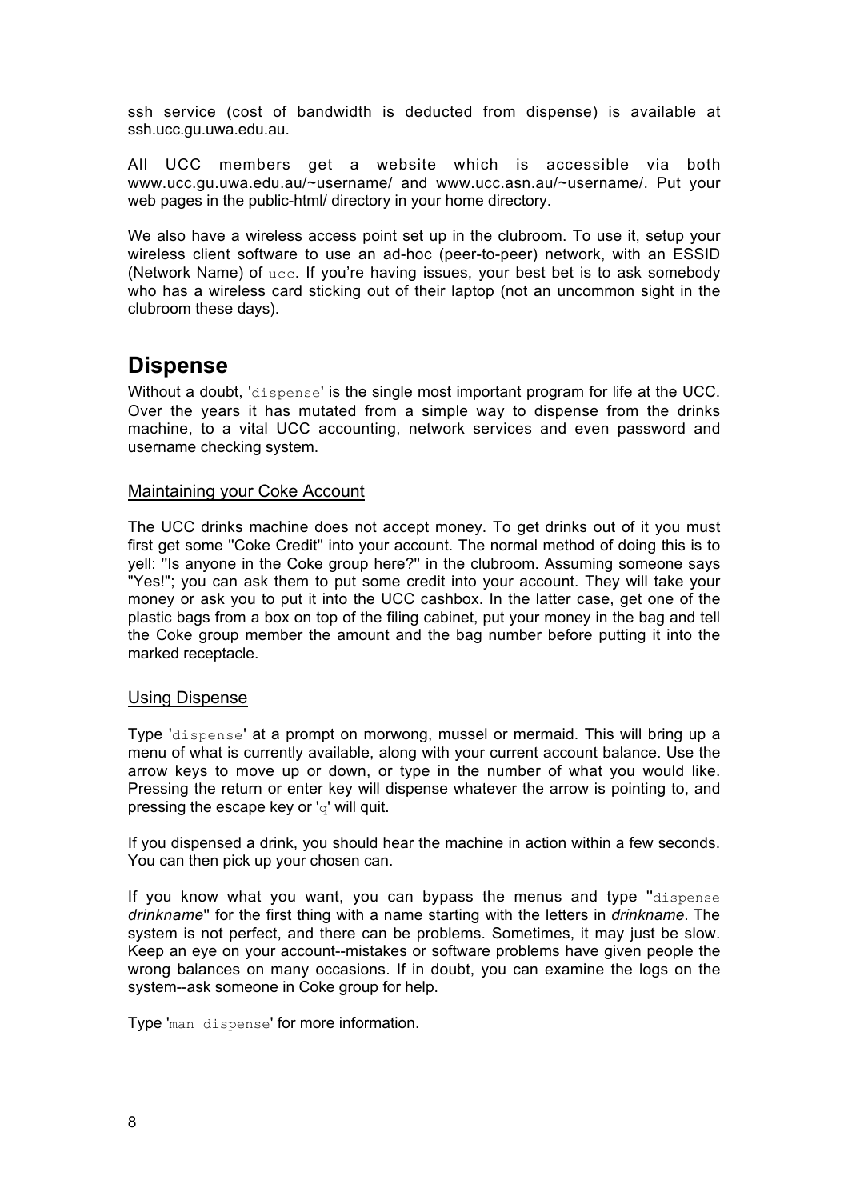ssh service (cost of bandwidth is deducted from dispense) is available at ssh.ucc.gu.uwa.edu.au.

All UCC members get a website which is accessible via both www.ucc.gu.uwa.edu.au/~username/ and www.ucc.asn.au/~username/. Put your web pages in the public-html/ directory in your home directory.

We also have a wireless access point set up in the clubroom. To use it, setup your wireless client software to use an ad-hoc (peer-to-peer) network, with an ESSID (Network Name) of `ucc`. If you're having issues, your best bet is to ask somebody who has a wireless card sticking out of their laptop (not an uncommon sight in the clubroom these days).

# Dispense

Without a doubt, '`dispense`' is the single most important program for life at the UCC. Over the years it has mutated from a simple way to dispense from the drinks machine, to a vital UCC accounting, network services and even password and username checking system.

## Maintaining your Coke Account

The UCC drinks machine does not accept money. To get drinks out of it you must first get some "Coke Credit" into your account. The normal method of doing this is to yell: "Is anyone in the Coke group here?" in the clubroom. Assuming someone says "Yes!"; you can ask them to put some credit into your account. They will take your money or ask you to put it into the UCC cashbox. In the latter case, get one of the plastic bags from a box on top of the filing cabinet, put your money in the bag and tell the Coke group member the amount and the bag number before putting it into the marked receptacle.

## Using Dispense

Type '`dispense`' at a prompt on morwong, mussel or mermaid. This will bring up a menu of what is currently available, along with your current account balance. Use the arrow keys to move up or down, or type in the number of what you would like. Pressing the return or enter key will dispense whatever the arrow is pointing to, and pressing the escape key or '`q`' will quit.

If you dispensed a drink, you should hear the machine in action within a few seconds. You can then pick up your chosen can.

If you know what you want, you can bypass the menus and type "`dispense` *drinkname*" for the first thing with a name starting with the letters in *drinkname*. The system is not perfect, and there can be problems. Sometimes, it may just be slow. Keep an eye on your account--mistakes or software problems have given people the wrong balances on many occasions. If in doubt, you can examine the logs on the system--ask someone in Coke group for help.

Type '`man dispense`' for more information.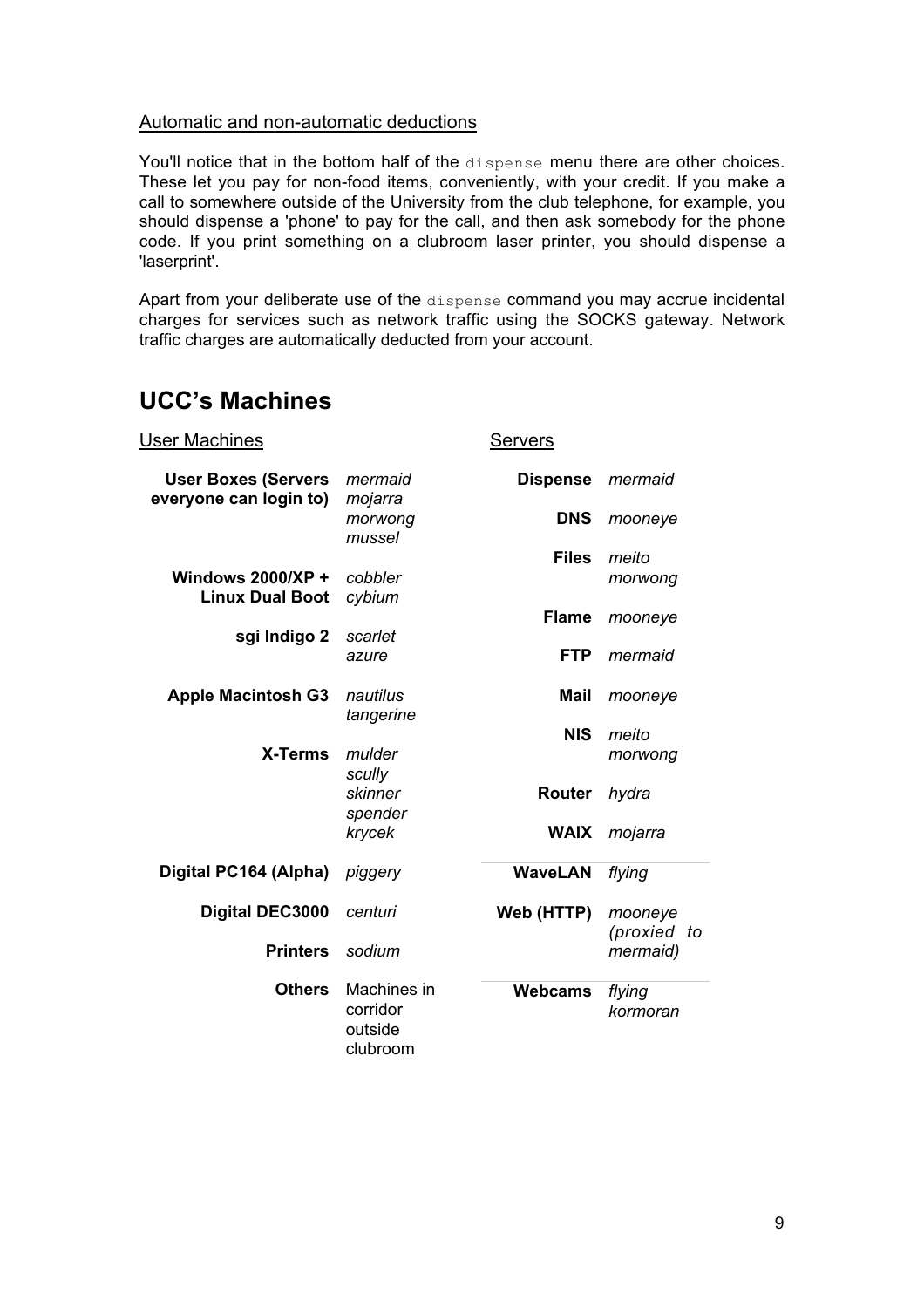Automatic and non-automatic deductions

You'll notice that in the bottom half of the `dispense` menu there are other choices. These let you pay for non-food items, conveniently, with your credit. If you make a call to somewhere outside of the University from the club telephone, for example, you should dispense a 'phone' to pay for the call, and then ask somebody for the phone code. If you print something on a clubroom laser printer, you should dispense a 'laserprint'.

Apart from your deliberate use of the `dispense` command you may accrue incidental charges for services such as network traffic using the SOCKS gateway. Network traffic charges are automatically deducted from your account.

# UCC's Machines

User Machines

| | |
|---|---|
| **User Boxes (Servers everyone can login to)** | *mermaid*<br>*mojarra*<br>*morwong*<br>*mussel* |
| **Windows 2000/XP + Linux Dual Boot** | *cobbler*<br>*cybium* |
| **sgi Indigo 2** | *scarlet*<br>*azure* |
| **Apple Macintosh G3** | *nautilus*<br>*tangerine* |
| **X-Terms** | *mulder*<br>*scully*<br>*skinner*<br>*spender*<br>*krycek* |
| **Digital PC164 (Alpha)** | *piggery* |
| **Digital DEC3000** | *centuri* |
| **Printers** | *sodium* |
| **Others** | Machines in corridor outside clubroom |

Servers

| | |
|---|---|
| **Dispense** | *mermaid* |
| **DNS** | *mooneye* |
| **Files** | *meito*<br>*morwong* |
| **Flame** | *mooneye* |
| **FTP** | *mermaid* |
| **Mail** | *mooneye* |
| **NIS** | *meito*<br>*morwong* |
| **Router** | *hydra* |
| **WAIX** | *mojarra* |
| **WaveLAN** | *flying* |
| **Web (HTTP)** | *mooneye (proxied to mermaid)* |
| **Webcams** | *flying*<br>*kormoran* |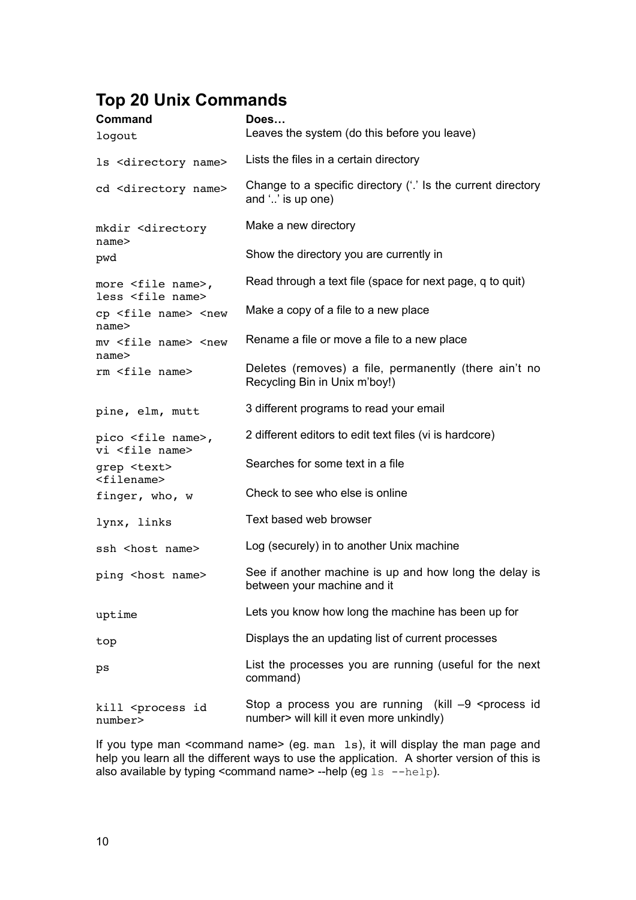## Top 20 Unix Commands

| Command | Does… |
| --- | --- |
| `logout` | Leaves the system (do this before you leave) |
| `ls <directory name>` | Lists the files in a certain directory |
| `cd <directory name>` | Change to a specific directory ('.' Is the current directory and '..' is up one) |
| `mkdir <directory name>` | Make a new directory |
| `pwd` | Show the directory you are currently in |
| `more <file name>`, `less <file name>` | Read through a text file (space for next page, q to quit) |
| `cp <file name> <new name>` | Make a copy of a file to a new place |
| `mv <file name> <new name>` | Rename a file or move a file to a new place |
| `rm <file name>` | Deletes (removes) a file, permanently (there ain't no Recycling Bin in Unix m'boy!) |
| `pine, elm, mutt` | 3 different programs to read your email |
| `pico <file name>`, `vi <file name>` | 2 different editors to edit text files (vi is hardcore) |
| `grep <text> <filename>` | Searches for some text in a file |
| `finger, who, w` | Check to see who else is online |
| `lynx, links` | Text based web browser |
| `ssh <host name>` | Log (securely) in to another Unix machine |
| `ping <host name>` | See if another machine is up and how long the delay is between your machine and it |
| `uptime` | Lets you know how long the machine has been up for |
| `top` | Displays the an updating list of current processes |
| `ps` | List the processes you are running (useful for the next command) |
| `kill <process id number>` | Stop a process you are running (kill –9 <process id number> will kill it even more unkindly) |

If you type man <command name> (eg. `man ls`), it will display the man page and help you learn all the different ways to use the application. A shorter version of this is also available by typing <command name> --help (eg `ls --help`).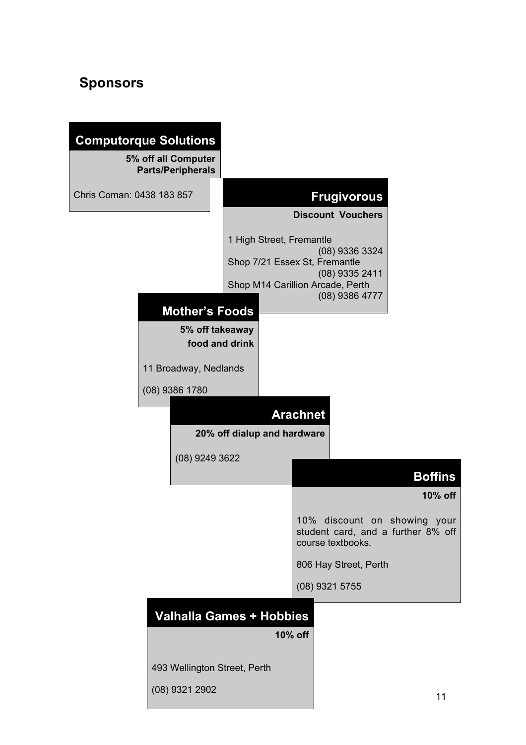## Sponsors

### Computorque Solutions

**5% off all Computer Parts/Peripherals**

Chris Coman: 0438 183 857

### Frugivorous

**Discount Vouchers**

1 High Street, Fremantle
(08) 9336 3324
Shop 7/21 Essex St, Fremantle
(08) 9335 2411
Shop M14 Carillion Arcade, Perth
(08) 9386 4777

### Mother's Foods

**5% off takeaway food and drink**

11 Broadway, Nedlands

(08) 9386 1780

### Arachnet

**20% off dialup and hardware**

(08) 9249 3622

### Boffins

**10% off**

10% discount on showing your student card, and a further 8% off course textbooks.

806 Hay Street, Perth

(08) 9321 5755

### Valhalla Games + Hobbies

**10% off**

493 Wellington Street, Perth

(08) 9321 2902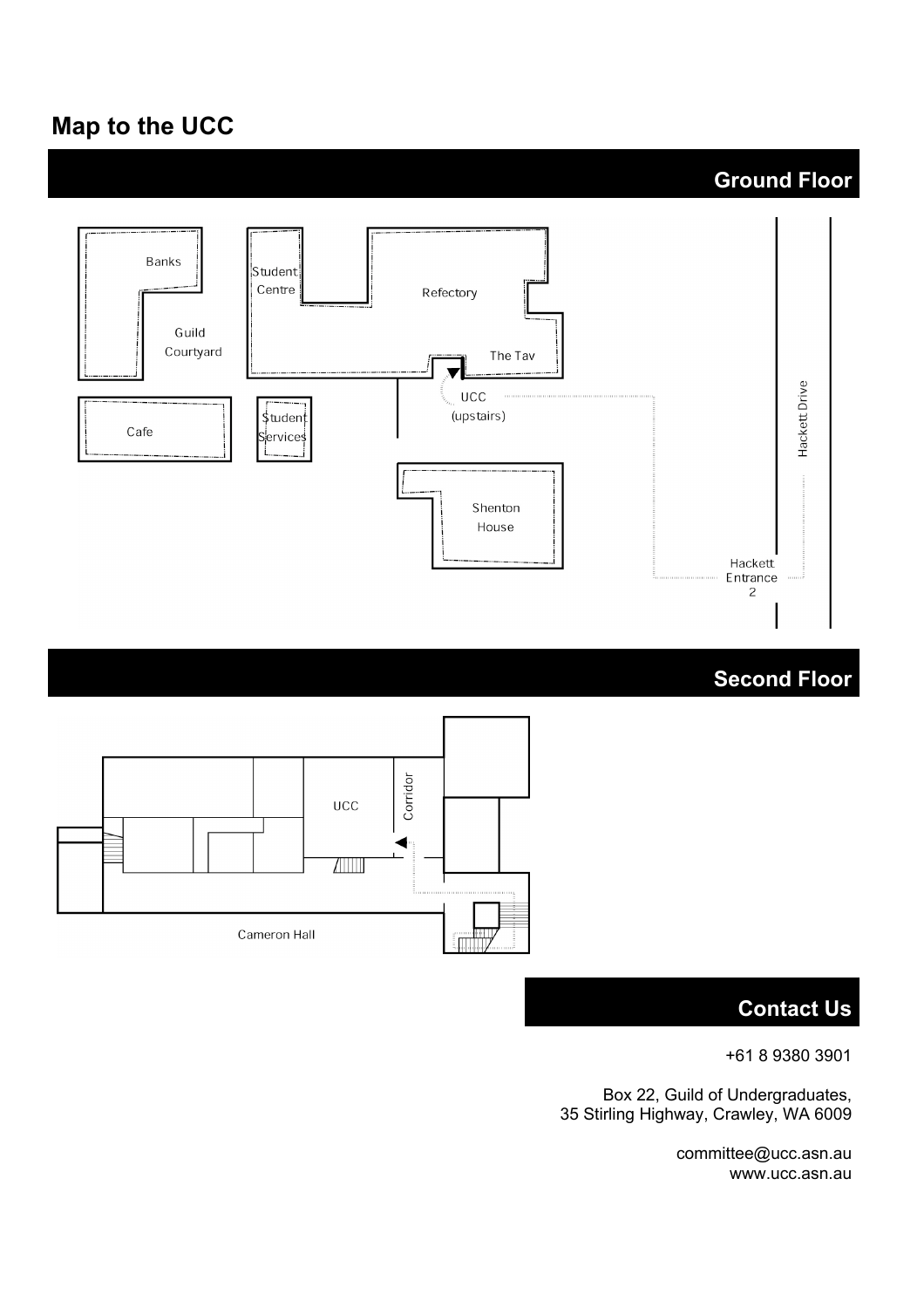# Map to the UCC

## Ground Floor

Banks

Student Centre

Refectory

Guild Courtyard

The Tav

UCC (upstairs)

Cafe

Student Services

Hackett Drive

Shenton House

Hackett Entrance 2

## Second Floor

UCC

Corridor

Cameron Hall

## Contact Us

+61 8 9380 3901

Box 22, Guild of Undergraduates,
35 Stirling Highway, Crawley, WA 6009

committee@ucc.asn.au
www.ucc.asn.au